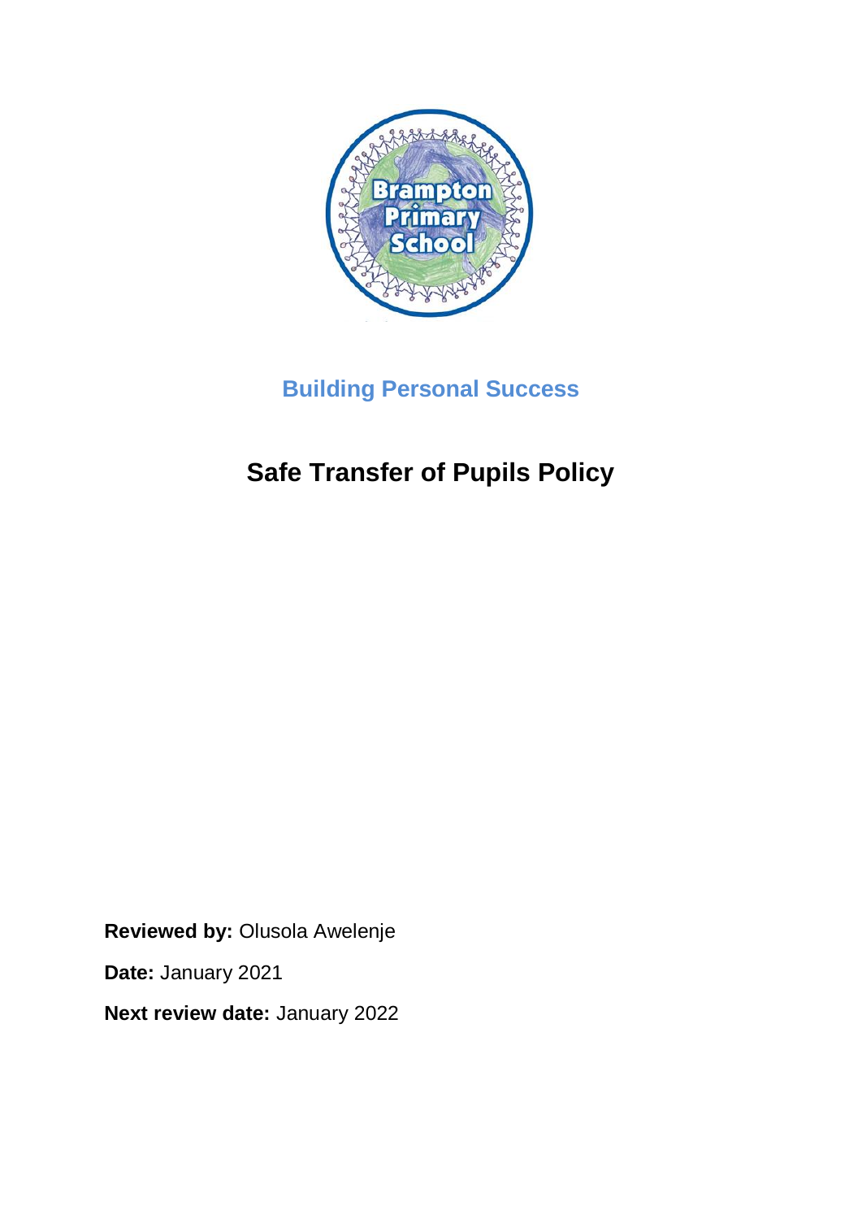Building Personal Success

# Safe Transfer of Pupils Policy

**Reviewed by:** Olusola Awelenje

**Date:** January 2021

**Next review date:** January 2022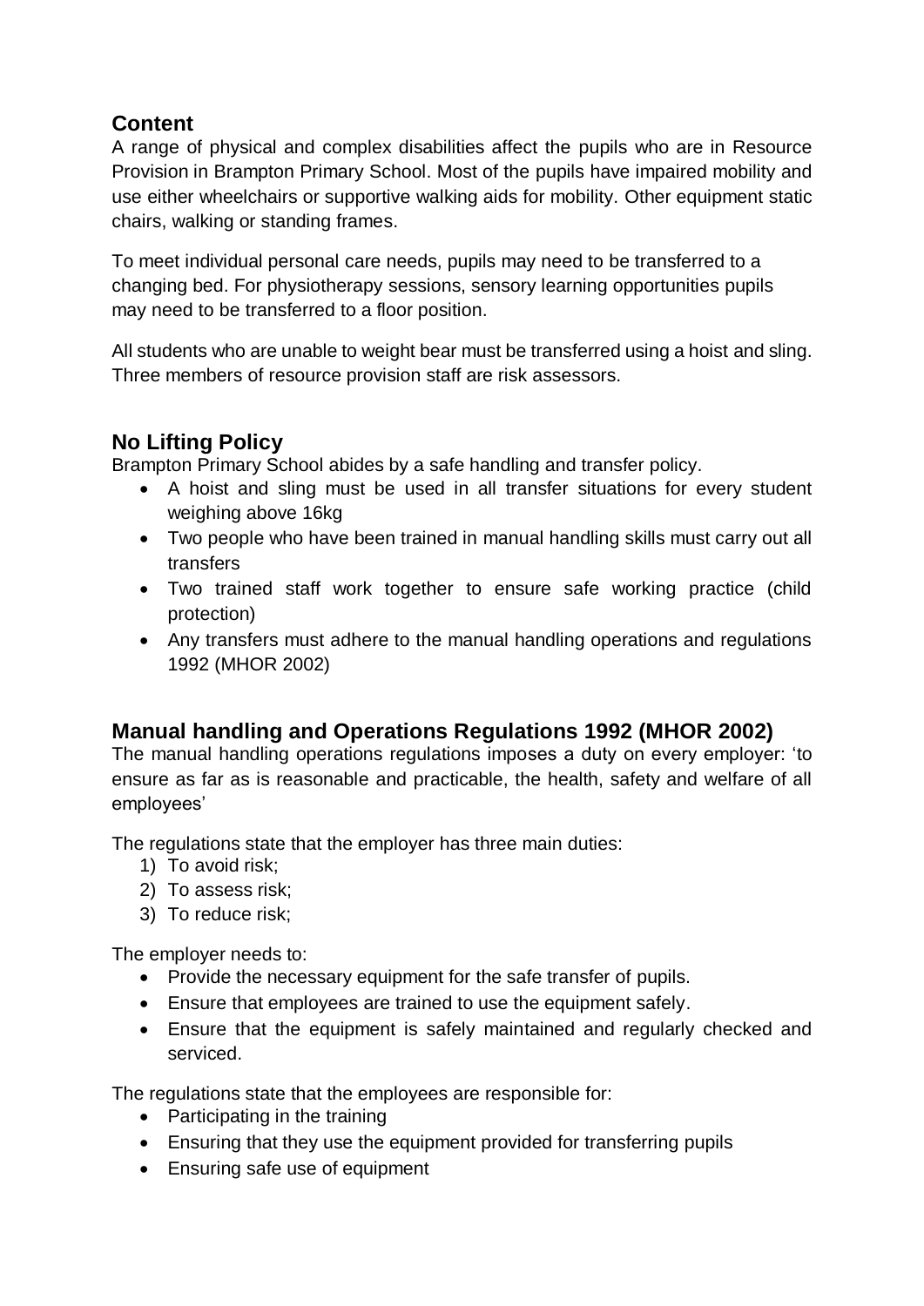## Content

A range of physical and complex disabilities affect the pupils who are in Resource Provision in Brampton Primary School. Most of the pupils have impaired mobility and use either wheelchairs or supportive walking aids for mobility. Other equipment static chairs, walking or standing frames.

To meet individual personal care needs, pupils may need to be transferred to a changing bed. For physiotherapy sessions, sensory learning opportunities pupils may need to be transferred to a floor position.

All students who are unable to weight bear must be transferred using a hoist and sling. Three members of resource provision staff are risk assessors.

## No Lifting Policy

Brampton Primary School abides by a safe handling and transfer policy.

- A hoist and sling must be used in all transfer situations for every student weighing above 16kg
- Two people who have been trained in manual handling skills must carry out all transfers
- Two trained staff work together to ensure safe working practice (child protection)
- Any transfers must adhere to the manual handling operations and regulations 1992 (MHOR 2002)

## Manual handling and Operations Regulations 1992 (MHOR 2002)

The manual handling operations regulations imposes a duty on every employer: 'to ensure as far as is reasonable and practicable, the health, safety and welfare of all employees'

The regulations state that the employer has three main duties:

1) To avoid risk;
2) To assess risk;
3) To reduce risk;

The employer needs to:

- Provide the necessary equipment for the safe transfer of pupils.
- Ensure that employees are trained to use the equipment safely.
- Ensure that the equipment is safely maintained and regularly checked and serviced.

The regulations state that the employees are responsible for:

- Participating in the training
- Ensuring that they use the equipment provided for transferring pupils
- Ensuring safe use of equipment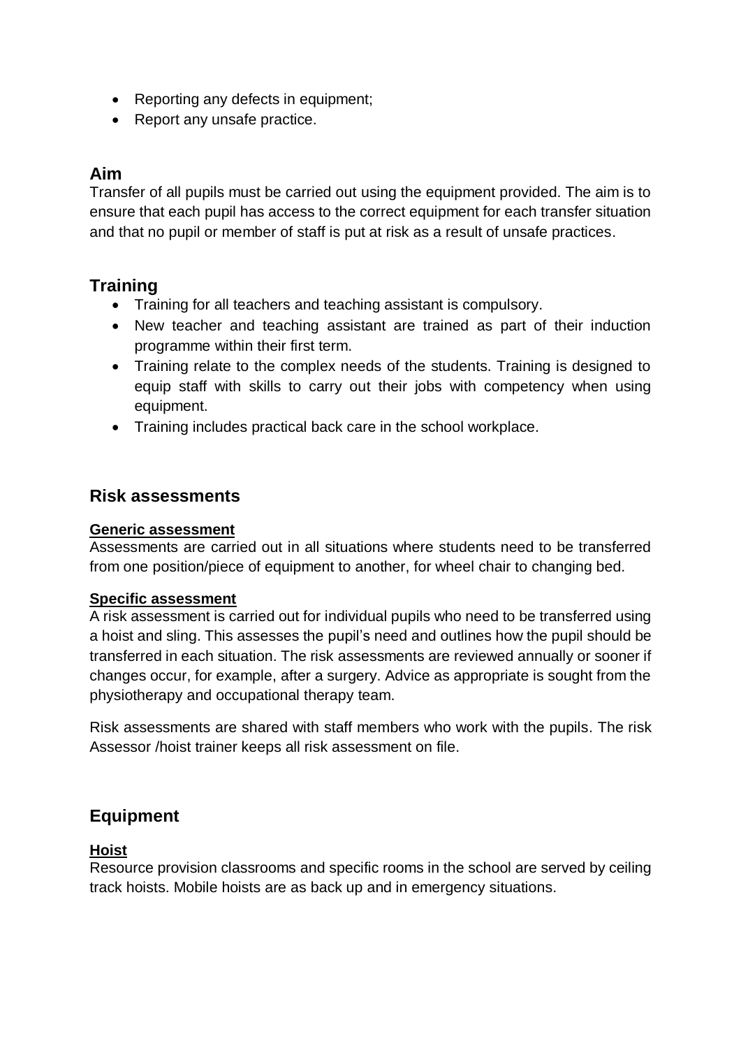- Reporting any defects in equipment;
- Report any unsafe practice.

## Aim

Transfer of all pupils must be carried out using the equipment provided. The aim is to ensure that each pupil has access to the correct equipment for each transfer situation and that no pupil or member of staff is put at risk as a result of unsafe practices.

## Training

- Training for all teachers and teaching assistant is compulsory.
- New teacher and teaching assistant are trained as part of their induction programme within their first term.
- Training relate to the complex needs of the students. Training is designed to equip staff with skills to carry out their jobs with competency when using equipment.
- Training includes practical back care in the school workplace.

## Risk assessments

**Generic assessment**

Assessments are carried out in all situations where students need to be transferred from one position/piece of equipment to another, for wheel chair to changing bed.

**Specific assessment**

A risk assessment is carried out for individual pupils who need to be transferred using a hoist and sling. This assesses the pupil's need and outlines how the pupil should be transferred in each situation. The risk assessments are reviewed annually or sooner if changes occur, for example, after a surgery. Advice as appropriate is sought from the physiotherapy and occupational therapy team.

Risk assessments are shared with staff members who work with the pupils. The risk Assessor /hoist trainer keeps all risk assessment on file.

## Equipment

**Hoist**

Resource provision classrooms and specific rooms in the school are served by ceiling track hoists. Mobile hoists are as back up and in emergency situations.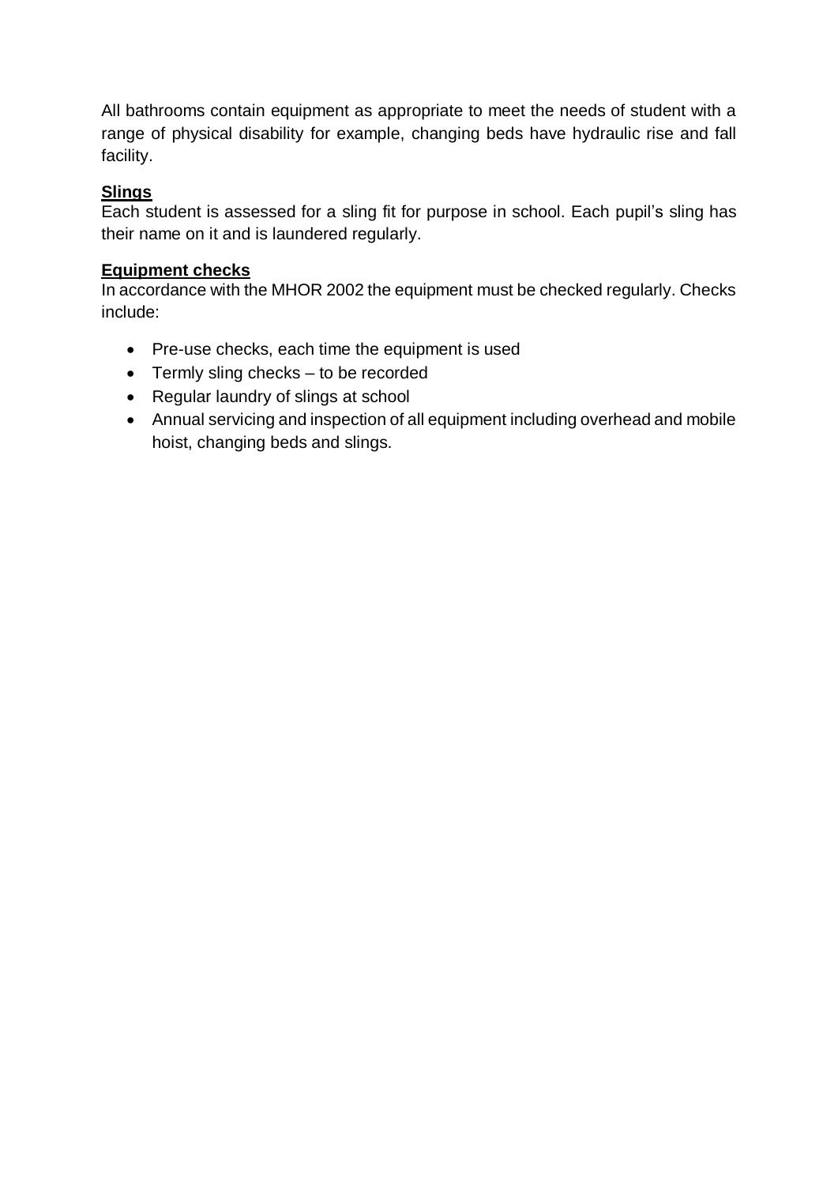All bathrooms contain equipment as appropriate to meet the needs of student with a range of physical disability for example, changing beds have hydraulic rise and fall facility.

**Slings**

Each student is assessed for a sling fit for purpose in school. Each pupil's sling has their name on it and is laundered regularly.

**Equipment checks**

In accordance with the MHOR 2002 the equipment must be checked regularly. Checks include:

- Pre-use checks, each time the equipment is used
- Termly sling checks – to be recorded
- Regular laundry of slings at school
- Annual servicing and inspection of all equipment including overhead and mobile hoist, changing beds and slings.